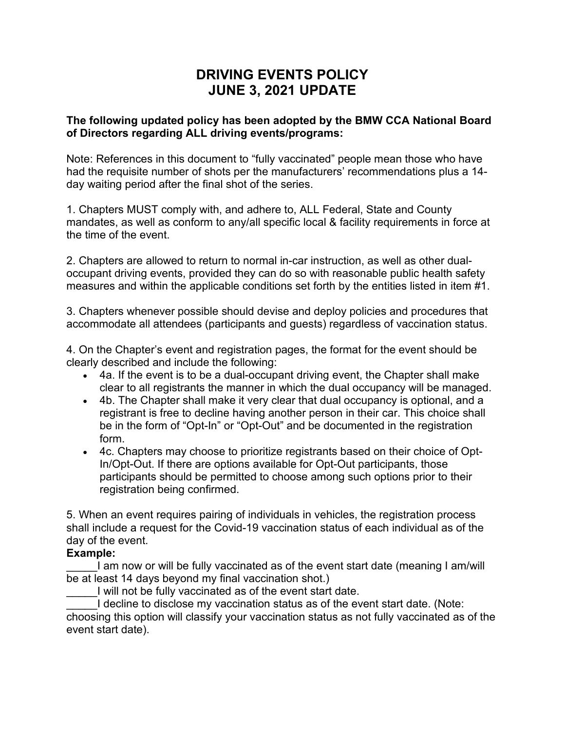# DRIVING EVENTS POLICY
# JUNE 3, 2021 UPDATE

**The following updated policy has been adopted by the BMW CCA National Board of Directors regarding ALL driving events/programs:**

Note: References in this document to "fully vaccinated" people mean those who have had the requisite number of shots per the manufacturers' recommendations plus a 14-day waiting period after the final shot of the series.

1. Chapters MUST comply with, and adhere to, ALL Federal, State and County mandates, as well as conform to any/all specific local & facility requirements in force at the time of the event.

2. Chapters are allowed to return to normal in-car instruction, as well as other dual-occupant driving events, provided they can do so with reasonable public health safety measures and within the applicable conditions set forth by the entities listed in item #1.

3. Chapters whenever possible should devise and deploy policies and procedures that accommodate all attendees (participants and guests) regardless of vaccination status.

4. On the Chapter's event and registration pages, the format for the event should be clearly described and include the following:

- 4a. If the event is to be a dual-occupant driving event, the Chapter shall make clear to all registrants the manner in which the dual occupancy will be managed.
- 4b. The Chapter shall make it very clear that dual occupancy is optional, and a registrant is free to decline having another person in their car. This choice shall be in the form of "Opt-In" or "Opt-Out" and be documented in the registration form.
- 4c. Chapters may choose to prioritize registrants based on their choice of Opt-In/Opt-Out. If there are options available for Opt-Out participants, those participants should be permitted to choose among such options prior to their registration being confirmed.

5. When an event requires pairing of individuals in vehicles, the registration process shall include a request for the Covid-19 vaccination status of each individual as of the day of the event.

**Example:**

_____I am now or will be fully vaccinated as of the event start date (meaning I am/will be at least 14 days beyond my final vaccination shot.)

_____I will not be fully vaccinated as of the event start date.

_____I decline to disclose my vaccination status as of the event start date. (Note: choosing this option will classify your vaccination status as not fully vaccinated as of the event start date).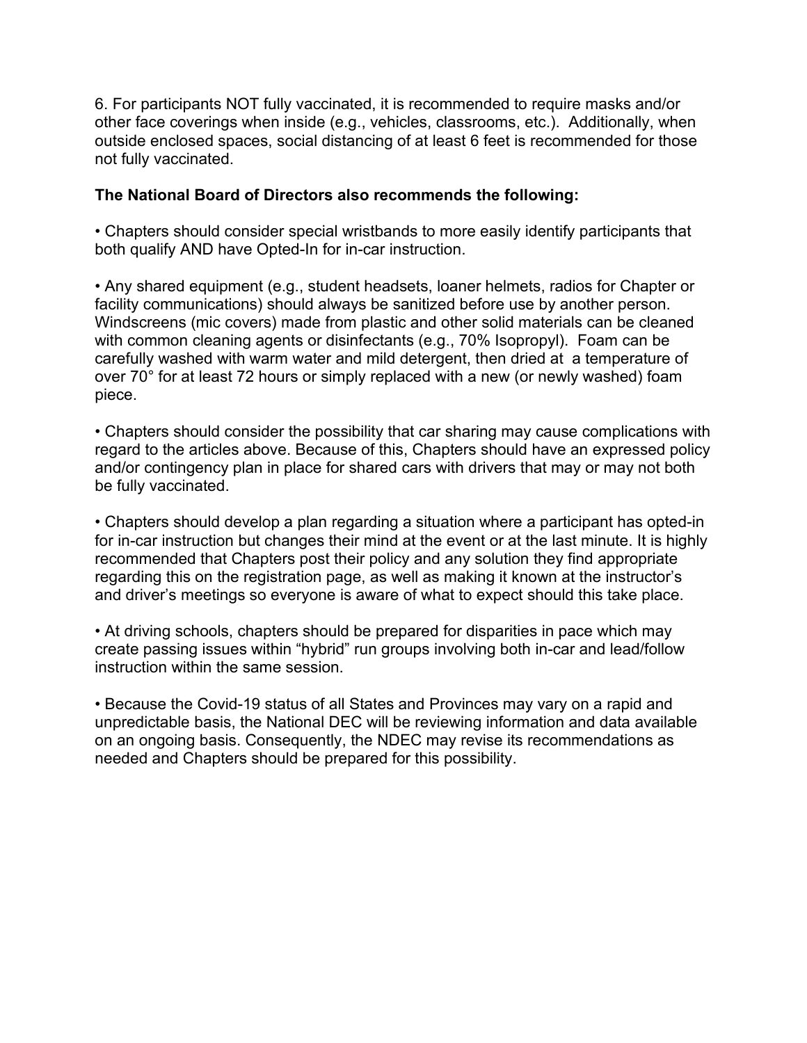6. For participants NOT fully vaccinated, it is recommended to require masks and/or other face coverings when inside (e.g., vehicles, classrooms, etc.). Additionally, when outside enclosed spaces, social distancing of at least 6 feet is recommended for those not fully vaccinated.

**The National Board of Directors also recommends the following:**

• Chapters should consider special wristbands to more easily identify participants that both qualify AND have Opted-In for in-car instruction.

• Any shared equipment (e.g., student headsets, loaner helmets, radios for Chapter or facility communications) should always be sanitized before use by another person. Windscreens (mic covers) made from plastic and other solid materials can be cleaned with common cleaning agents or disinfectants (e.g., 70% Isopropyl). Foam can be carefully washed with warm water and mild detergent, then dried at a temperature of over 70° for at least 72 hours or simply replaced with a new (or newly washed) foam piece.

• Chapters should consider the possibility that car sharing may cause complications with regard to the articles above. Because of this, Chapters should have an expressed policy and/or contingency plan in place for shared cars with drivers that may or may not both be fully vaccinated.

• Chapters should develop a plan regarding a situation where a participant has opted-in for in-car instruction but changes their mind at the event or at the last minute. It is highly recommended that Chapters post their policy and any solution they find appropriate regarding this on the registration page, as well as making it known at the instructor's and driver's meetings so everyone is aware of what to expect should this take place.

• At driving schools, chapters should be prepared for disparities in pace which may create passing issues within "hybrid" run groups involving both in-car and lead/follow instruction within the same session.

• Because the Covid-19 status of all States and Provinces may vary on a rapid and unpredictable basis, the National DEC will be reviewing information and data available on an ongoing basis. Consequently, the NDEC may revise its recommendations as needed and Chapters should be prepared for this possibility.